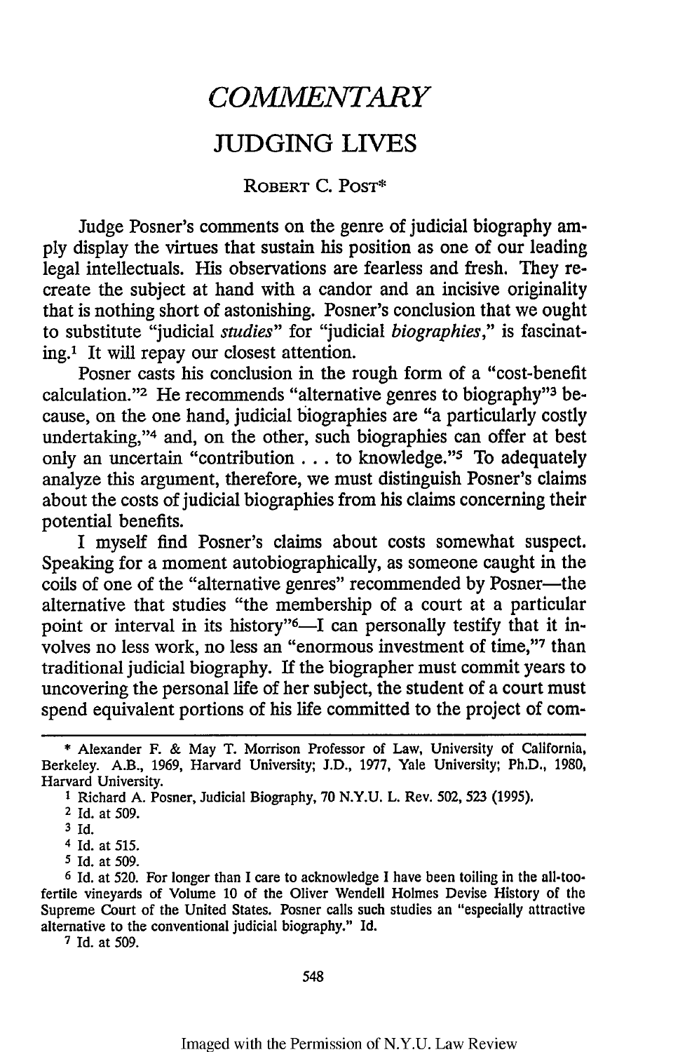# *COMMENTARY*

## JUDGING LIVES

ROBERT C. POST*

Judge Posner's comments on the genre of judicial biography amply display the virtues that sustain his position as one of our leading legal intellectuals. His observations are fearless and fresh. They recreate the subject at hand with a candor and an incisive originality that is nothing short of astonishing. Posner's conclusion that we ought to substitute "judicial *studies*" for "judicial *biographies*," is fascinating.[1] It will repay our closest attention.

Posner casts his conclusion in the rough form of a "cost-benefit calculation."[2] He recommends "alternative genres to biography"[3] because, on the one hand, judicial biographies are "a particularly costly undertaking,"[4] and, on the other, such biographies can offer at best only an uncertain "contribution . . . to knowledge."[5] To adequately analyze this argument, therefore, we must distinguish Posner's claims about the costs of judicial biographies from his claims concerning their potential benefits.

I myself find Posner's claims about costs somewhat suspect. Speaking for a moment autobiographically, as someone caught in the coils of one of the "alternative genres" recommended by Posner—the alternative that studies "the membership of a court at a particular point or interval in its history"[6]—I can personally testify that it involves no less work, no less an "enormous investment of time,"[7] than traditional judicial biography. If the biographer must commit years to uncovering the personal life of her subject, the student of a court must spend equivalent portions of his life committed to the project of com-

---

\* Alexander F. & May T. Morrison Professor of Law, University of California, Berkeley. A.B., 1969, Harvard University; J.D., 1977, Yale University; Ph.D., 1980, Harvard University.

1 Richard A. Posner, Judicial Biography, 70 N.Y.U. L. Rev. 502, 523 (1995).

2 Id. at 509.

3 Id.

4 Id. at 515.

5 Id. at 509.

6 Id. at 520. For longer than I care to acknowledge I have been toiling in the all-too-fertile vineyards of Volume 10 of the Oliver Wendell Holmes Devise History of the Supreme Court of the United States. Posner calls such studies an "especially attractive alternative to the conventional judicial biography." Id.

7 Id. at 509.

Imaged with the Permission of N.Y.U. Law Review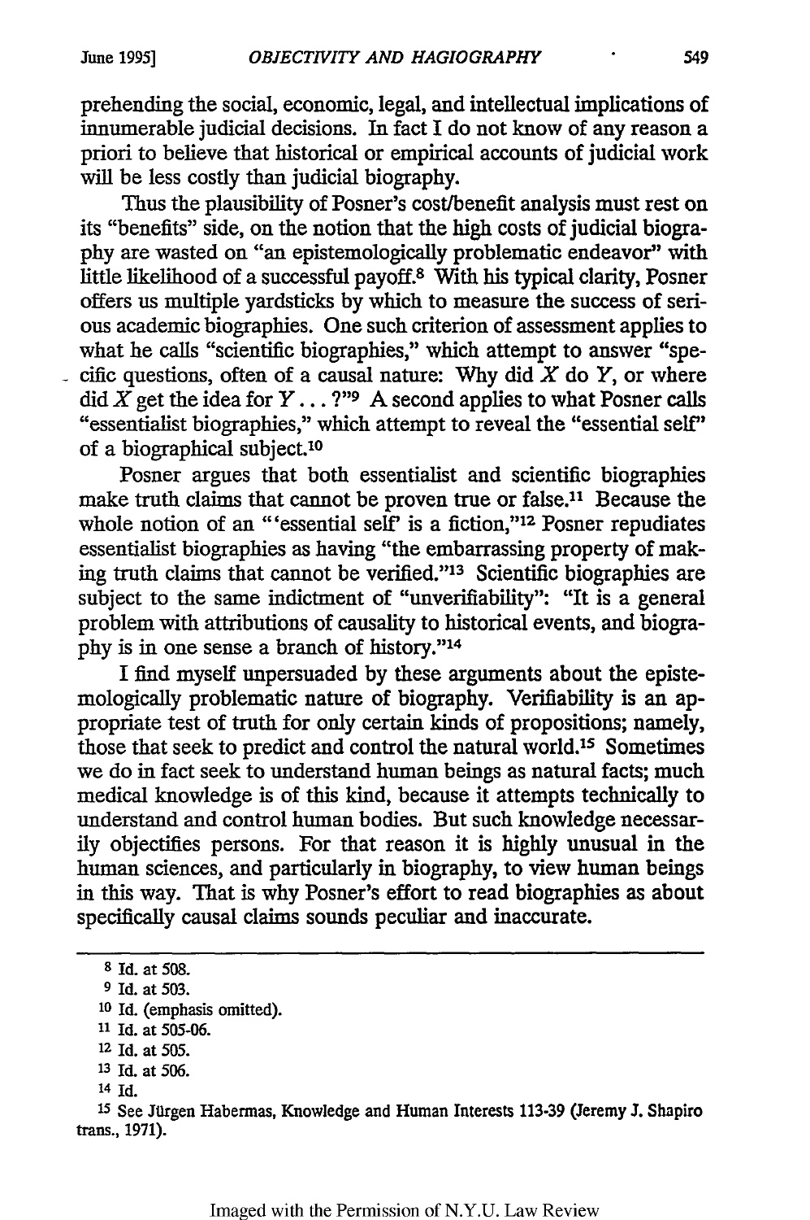prehending the social, economic, legal, and intellectual implications of innumerable judicial decisions. In fact I do not know of any reason a priori to believe that historical or empirical accounts of judicial work will be less costly than judicial biography.

Thus the plausibility of Posner's cost/benefit analysis must rest on its "benefits" side, on the notion that the high costs of judicial biography are wasted on "an epistemologically problematic endeavor" with little likelihood of a successful payoff.[8] With his typical clarity, Posner offers us multiple yardsticks by which to measure the success of serious academic biographies. One such criterion of assessment applies to what he calls "scientific biographies," which attempt to answer "specific questions, often of a causal nature: Why did *X* do *Y*, or where did *X* get the idea for *Y*...?"[9] A second applies to what Posner calls "essentialist biographies," which attempt to reveal the "essential self" of a biographical subject.[10]

Posner argues that both essentialist and scientific biographies make truth claims that cannot be proven true or false.[11] Because the whole notion of an "'essential self' is a fiction,"[12] Posner repudiates essentialist biographies as having "the embarrassing property of making truth claims that cannot be verified."[13] Scientific biographies are subject to the same indictment of "unverifiability": "It is a general problem with attributions of causality to historical events, and biography is in one sense a branch of history."[14]

I find myself unpersuaded by these arguments about the epistemologically problematic nature of biography. Verifiability is an appropriate test of truth for only certain kinds of propositions; namely, those that seek to predict and control the natural world.[15] Sometimes we do in fact seek to understand human beings as natural facts; much medical knowledge is of this kind, because it attempts technically to understand and control human bodies. But such knowledge necessarily objectifies persons. For that reason it is highly unusual in the human sciences, and particularly in biography, to view human beings in this way. That is why Posner's effort to read biographies as about specifically causal claims sounds peculiar and inaccurate.

---

8 Id. at 508.

9 Id. at 503.

10 Id. (emphasis omitted).

11 Id. at 505-06.

12 Id. at 505.

13 Id. at 506.

14 Id.

15 See Jürgen Habermas, Knowledge and Human Interests 113-39 (Jeremy J. Shapiro trans., 1971).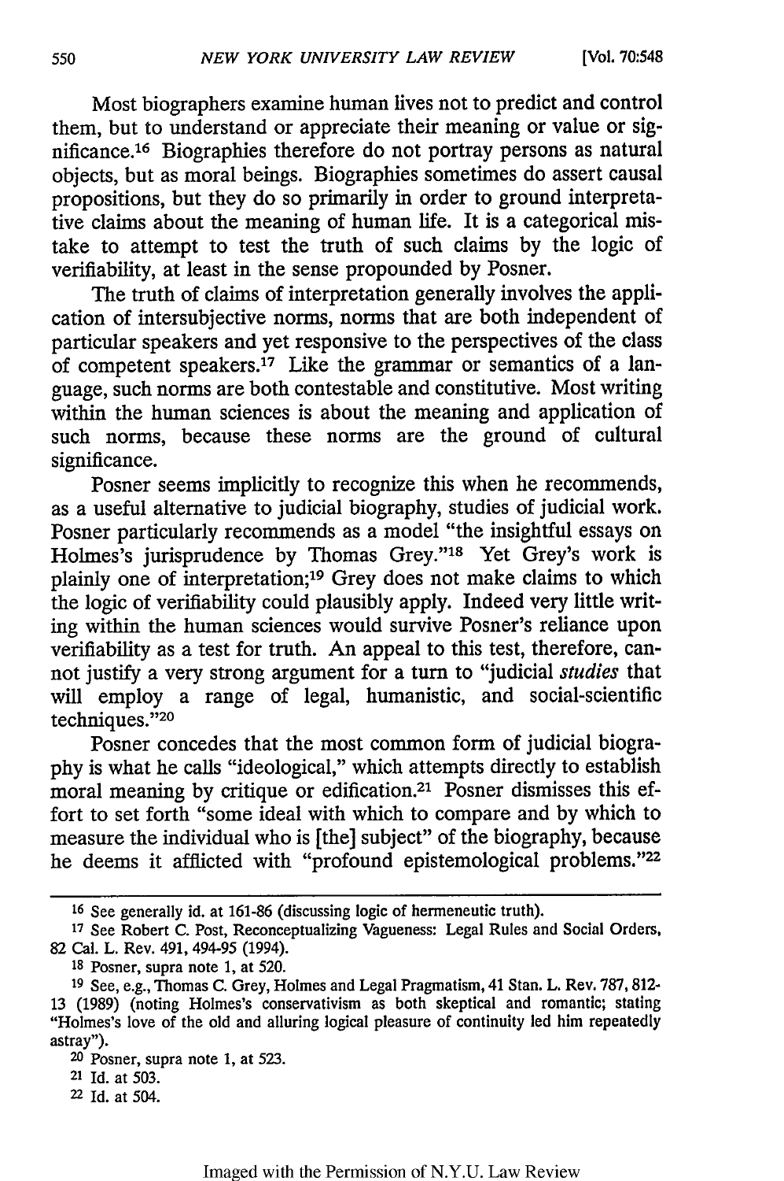Most biographers examine human lives not to predict and control them, but to understand or appreciate their meaning or value or significance.[16] Biographies therefore do not portray persons as natural objects, but as moral beings. Biographies sometimes do assert causal propositions, but they do so primarily in order to ground interpretative claims about the meaning of human life. It is a categorical mistake to attempt to test the truth of such claims by the logic of verifiability, at least in the sense propounded by Posner.

The truth of claims of interpretation generally involves the application of intersubjective norms, norms that are both independent of particular speakers and yet responsive to the perspectives of the class of competent speakers.[17] Like the grammar or semantics of a language, such norms are both contestable and constitutive. Most writing within the human sciences is about the meaning and application of such norms, because these norms are the ground of cultural significance.

Posner seems implicitly to recognize this when he recommends, as a useful alternative to judicial biography, studies of judicial work. Posner particularly recommends as a model "the insightful essays on Holmes's jurisprudence by Thomas Grey."[18] Yet Grey's work is plainly one of interpretation;[19] Grey does not make claims to which the logic of verifiability could plausibly apply. Indeed very little writing within the human sciences would survive Posner's reliance upon verifiability as a test for truth. An appeal to this test, therefore, cannot justify a very strong argument for a turn to "judicial *studies* that will employ a range of legal, humanistic, and social-scientific techniques."[20]

Posner concedes that the most common form of judicial biography is what he calls "ideological," which attempts directly to establish moral meaning by critique or edification.[21] Posner dismisses this effort to set forth "some ideal with which to compare and by which to measure the individual who is [the] subject" of the biography, because he deems it afflicted with "profound epistemological problems."[22]

---

16 See generally id. at 161-86 (discussing logic of hermeneutic truth).

17 See Robert C. Post, Reconceptualizing Vagueness: Legal Rules and Social Orders, 82 Cal. L. Rev. 491, 494-95 (1994).

18 Posner, supra note 1, at 520.

19 See, e.g., Thomas C. Grey, Holmes and Legal Pragmatism, 41 Stan. L. Rev. 787, 812-13 (1989) (noting Holmes's conservativism as both skeptical and romantic; stating "Holmes's love of the old and alluring logical pleasure of continuity led him repeatedly astray").

20 Posner, supra note 1, at 523.

21 Id. at 503.

22 Id. at 504.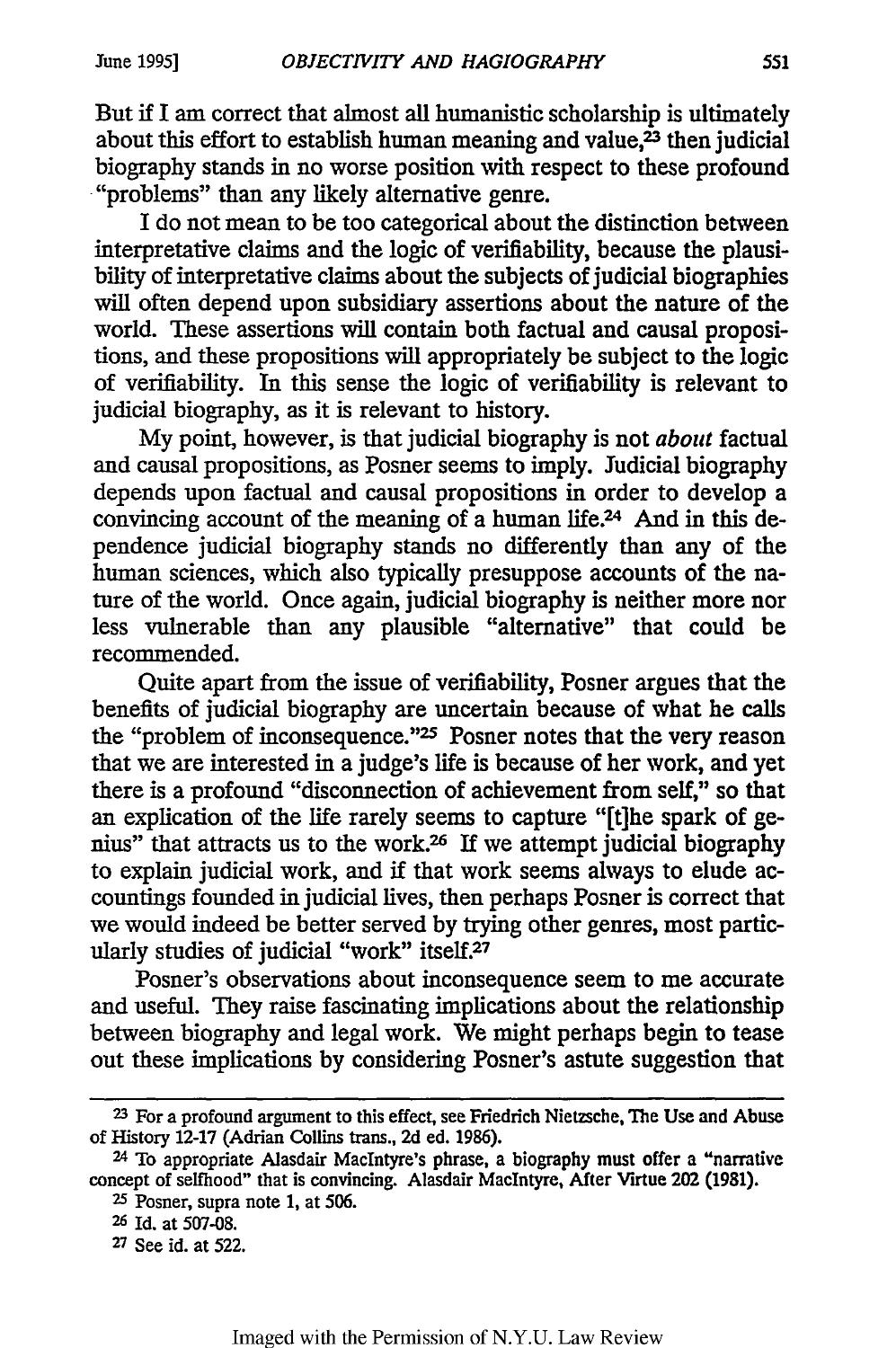But if I am correct that almost all humanistic scholarship is ultimately about this effort to establish human meaning and value,[23] then judicial biography stands in no worse position with respect to these profound "problems" than any likely alternative genre.

I do not mean to be too categorical about the distinction between interpretative claims and the logic of verifiability, because the plausibility of interpretative claims about the subjects of judicial biographies will often depend upon subsidiary assertions about the nature of the world. These assertions will contain both factual and causal propositions, and these propositions will appropriately be subject to the logic of verifiability. In this sense the logic of verifiability is relevant to judicial biography, as it is relevant to history.

My point, however, is that judicial biography is not *about* factual and causal propositions, as Posner seems to imply. Judicial biography depends upon factual and causal propositions in order to develop a convincing account of the meaning of a human life.[24] And in this dependence judicial biography stands no differently than any of the human sciences, which also typically presuppose accounts of the nature of the world. Once again, judicial biography is neither more nor less vulnerable than any plausible "alternative" that could be recommended.

Quite apart from the issue of verifiability, Posner argues that the benefits of judicial biography are uncertain because of what he calls the "problem of inconsequence."[25] Posner notes that the very reason that we are interested in a judge's life is because of her work, and yet there is a profound "disconnection of achievement from self," so that an explication of the life rarely seems to capture "[t]he spark of genius" that attracts us to the work.[26] If we attempt judicial biography to explain judicial work, and if that work seems always to elude accountings founded in judicial lives, then perhaps Posner is correct that we would indeed be better served by trying other genres, most particularly studies of judicial "work" itself.[27]

Posner's observations about inconsequence seem to me accurate and useful. They raise fascinating implications about the relationship between biography and legal work. We might perhaps begin to tease out these implications by considering Posner's astute suggestion that

---

[23] For a profound argument to this effect, see Friedrich Nietzsche, The Use and Abuse of History 12-17 (Adrian Collins trans., 2d ed. 1986).

[24] To appropriate Alasdair MacIntyre's phrase, a biography must offer a "narrative concept of selfhood" that is convincing. Alasdair MacIntyre, After Virtue 202 (1981).

[25] Posner, supra note 1, at 506.

[26] Id. at 507-08.

[27] See id. at 522.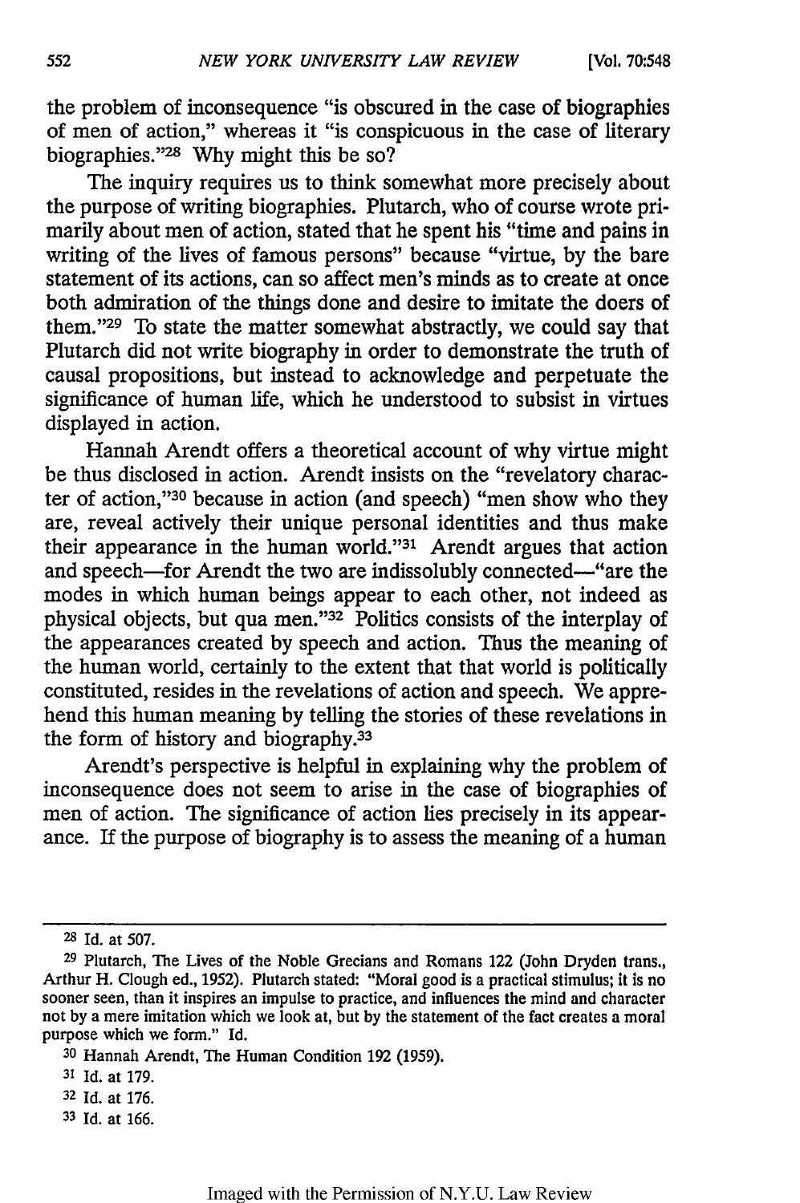the problem of inconsequence "is obscured in the case of biographies of men of action," whereas it "is conspicuous in the case of literary biographies."[28] Why might this be so?

The inquiry requires us to think somewhat more precisely about the purpose of writing biographies. Plutarch, who of course wrote primarily about men of action, stated that he spent his "time and pains in writing of the lives of famous persons" because "virtue, by the bare statement of its actions, can so affect men's minds as to create at once both admiration of the things done and desire to imitate the doers of them."[29] To state the matter somewhat abstractly, we could say that Plutarch did not write biography in order to demonstrate the truth of causal propositions, but instead to acknowledge and perpetuate the significance of human life, which he understood to subsist in virtues displayed in action.

Hannah Arendt offers a theoretical account of why virtue might be thus disclosed in action. Arendt insists on the "revelatory character of action,"[30] because in action (and speech) "men show who they are, reveal actively their unique personal identities and thus make their appearance in the human world."[31] Arendt argues that action and speech—for Arendt the two are indissolubly connected—"are the modes in which human beings appear to each other, not indeed as physical objects, but qua men."[32] Politics consists of the interplay of the appearances created by speech and action. Thus the meaning of the human world, certainly to the extent that that world is politically constituted, resides in the revelations of action and speech. We apprehend this human meaning by telling the stories of these revelations in the form of history and biography.[33]

Arendt's perspective is helpful in explaining why the problem of inconsequence does not seem to arise in the case of biographies of men of action. The significance of action lies precisely in its appearance. If the purpose of biography is to assess the meaning of a human

---

[28] Id. at 507.

[29] Plutarch, The Lives of the Noble Grecians and Romans 122 (John Dryden trans., Arthur H. Clough ed., 1952). Plutarch stated: "Moral good is a practical stimulus; it is no sooner seen, than it inspires an impulse to practice, and influences the mind and character not by a mere imitation which we look at, but by the statement of the fact creates a moral purpose which we form." Id.

[30] Hannah Arendt, The Human Condition 192 (1959).

[31] Id. at 179.

[32] Id. at 176.

[33] Id. at 166.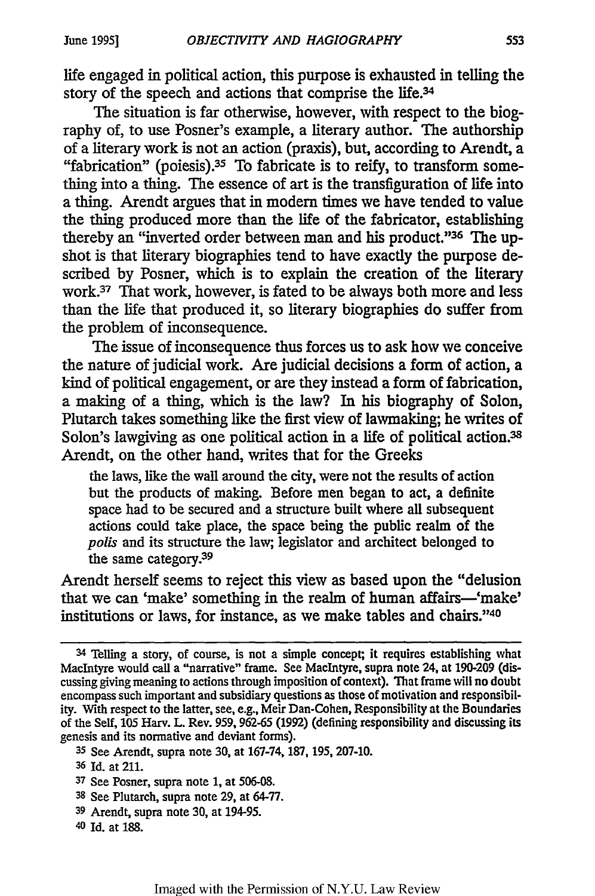life engaged in political action, this purpose is exhausted in telling the story of the speech and actions that comprise the life.[34]

The situation is far otherwise, however, with respect to the biography of, to use Posner's example, a literary author. The authorship of a literary work is not an action (praxis), but, according to Arendt, a "fabrication" (poiesis).[35] To fabricate is to reify, to transform something into a thing. The essence of art is the transfiguration of life into a thing. Arendt argues that in modern times we have tended to value the thing produced more than the life of the fabricator, establishing thereby an "inverted order between man and his product."[36] The upshot is that literary biographies tend to have exactly the purpose described by Posner, which is to explain the creation of the literary work.[37] That work, however, is fated to be always both more and less than the life that produced it, so literary biographies do suffer from the problem of inconsequence.

The issue of inconsequence thus forces us to ask how we conceive the nature of judicial work. Are judicial decisions a form of action, a kind of political engagement, or are they instead a form of fabrication, a making of a thing, which is the law? In his biography of Solon, Plutarch takes something like the first view of lawmaking; he writes of Solon's lawgiving as one political action in a life of political action.[38] Arendt, on the other hand, writes that for the Greeks

> the laws, like the wall around the city, were not the results of action but the products of making. Before men began to act, a definite space had to be secured and a structure built where all subsequent actions could take place, the space being the public realm of the *polis* and its structure the law; legislator and architect belonged to the same category.[39]

Arendt herself seems to reject this view as based upon the "delusion that we can 'make' something in the realm of human affairs—'make' institutions or laws, for instance, as we make tables and chairs."[40]

---

[34] Telling a story, of course, is not a simple concept; it requires establishing what MacIntyre would call a "narrative" frame. See MacIntyre, supra note 24, at 190-209 (discussing giving meaning to actions through imposition of context). That frame will no doubt encompass such important and subsidiary questions as those of motivation and responsibility. With respect to the latter, see, e.g., Meir Dan-Cohen, Responsibility at the Boundaries of the Self, 105 Harv. L. Rev. 959, 962-65 (1992) (defining responsibility and discussing its genesis and its normative and deviant forms).

[35] See Arendt, supra note 30, at 167-74, 187, 195, 207-10.

[36] Id. at 211.

[37] See Posner, supra note 1, at 506-08.

[38] See Plutarch, supra note 29, at 64-77.

[39] Arendt, supra note 30, at 194-95.

[40] Id. at 188.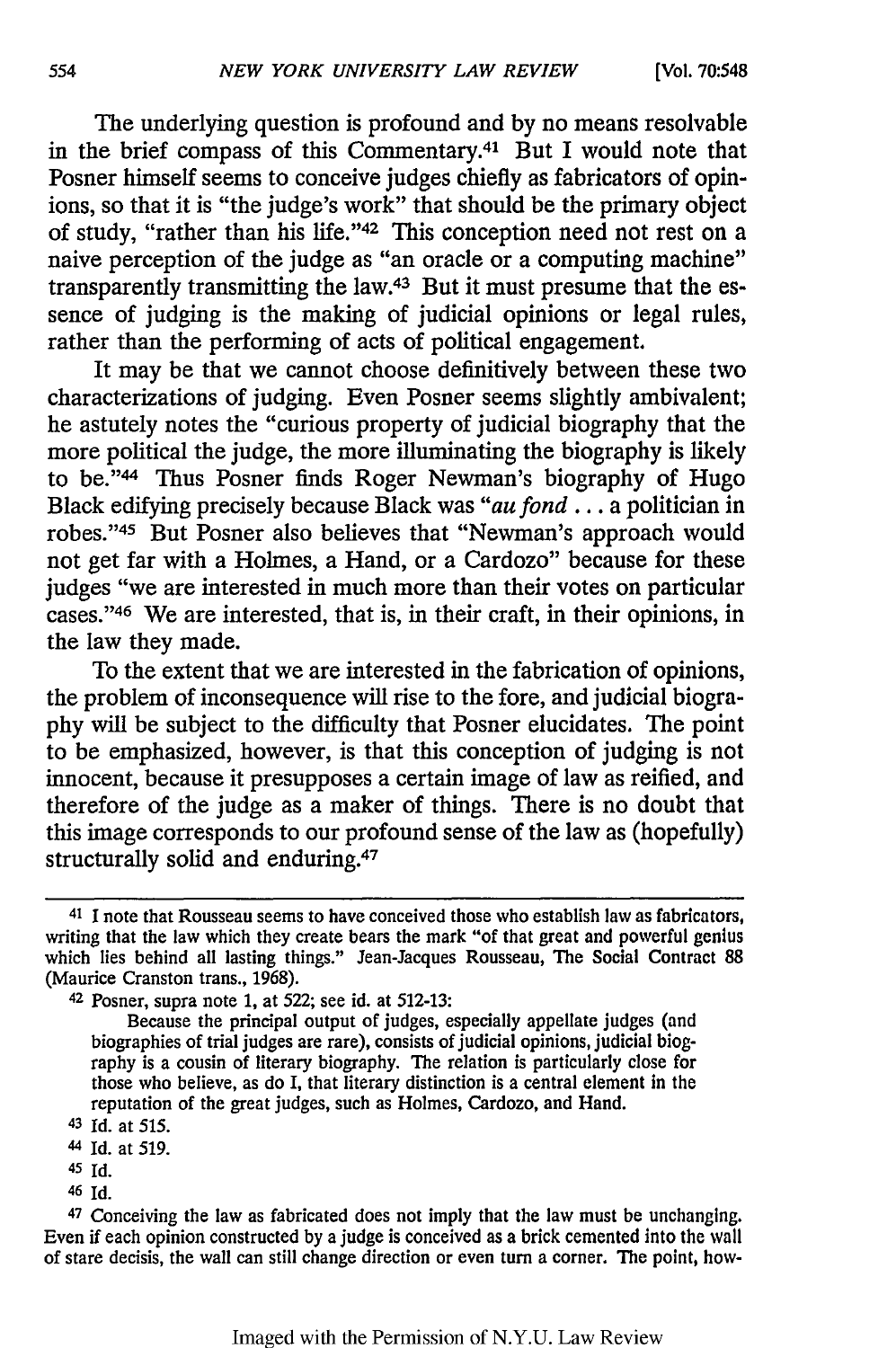The underlying question is profound and by no means resolvable in the brief compass of this Commentary.[41] But I would note that Posner himself seems to conceive judges chiefly as fabricators of opinions, so that it is "the judge's work" that should be the primary object of study, "rather than his life."[42] This conception need not rest on a naive perception of the judge as "an oracle or a computing machine" transparently transmitting the law.[43] But it must presume that the essence of judging is the making of judicial opinions or legal rules, rather than the performing of acts of political engagement.

It may be that we cannot choose definitively between these two characterizations of judging. Even Posner seems slightly ambivalent; he astutely notes the "curious property of judicial biography that the more political the judge, the more illuminating the biography is likely to be."[44] Thus Posner finds Roger Newman's biography of Hugo Black edifying precisely because Black was "*au fond* . . . a politician in robes."[45] But Posner also believes that "Newman's approach would not get far with a Holmes, a Hand, or a Cardozo" because for these judges "we are interested in much more than their votes on particular cases."[46] We are interested, that is, in their craft, in their opinions, in the law they made.

To the extent that we are interested in the fabrication of opinions, the problem of inconsequence will rise to the fore, and judicial biography will be subject to the difficulty that Posner elucidates. The point to be emphasized, however, is that this conception of judging is not innocent, because it presupposes a certain image of law as reified, and therefore of the judge as a maker of things. There is no doubt that this image corresponds to our profound sense of the law as (hopefully) structurally solid and enduring.[47]

---

[41] I note that Rousseau seems to have conceived those who establish law as fabricators, writing that the law which they create bears the mark "of that great and powerful genius which lies behind all lasting things." Jean-Jacques Rousseau, The Social Contract 88 (Maurice Cranston trans., 1968).

[42] Posner, supra note 1, at 522; see id. at 512-13:

> Because the principal output of judges, especially appellate judges (and biographies of trial judges are rare), consists of judicial opinions, judicial biography is a cousin of literary biography. The relation is particularly close for those who believe, as do I, that literary distinction is a central element in the reputation of the great judges, such as Holmes, Cardozo, and Hand.

[43] Id. at 515.

[44] Id. at 519.

[45] Id.

[46] Id.

[47] Conceiving the law as fabricated does not imply that the law must be unchanging. Even if each opinion constructed by a judge is conceived as a brick cemented into the wall of stare decisis, the wall can still change direction or even turn a corner. The point, how-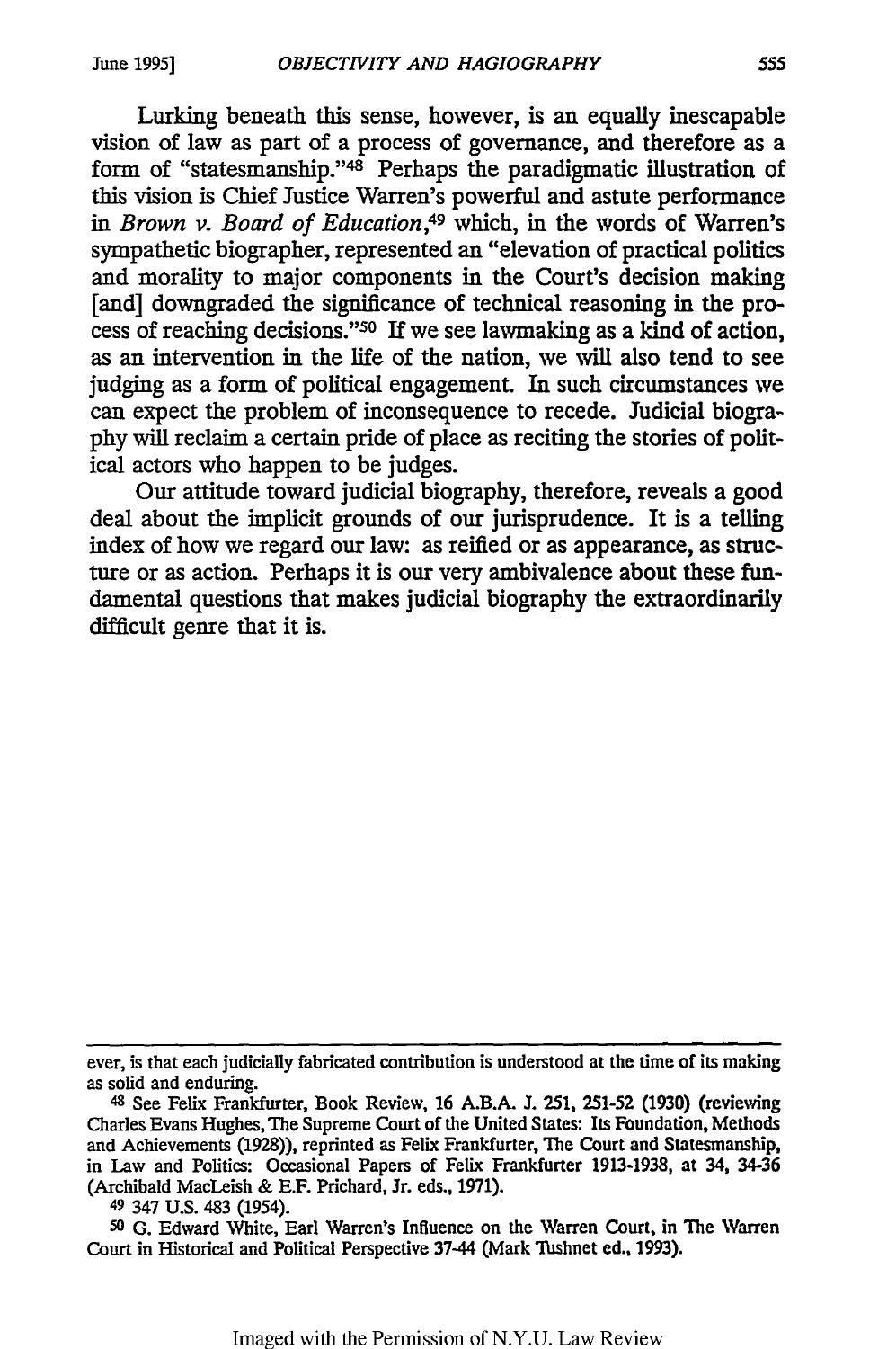Lurking beneath this sense, however, is an equally inescapable vision of law as part of a process of governance, and therefore as a form of "statesmanship."[48] Perhaps the paradigmatic illustration of this vision is Chief Justice Warren's powerful and astute performance in *Brown v. Board of Education*,[49] which, in the words of Warren's sympathetic biographer, represented an "elevation of practical politics and morality to major components in the Court's decision making [and] downgraded the significance of technical reasoning in the process of reaching decisions."[50] If we see lawmaking as a kind of action, as an intervention in the life of the nation, we will also tend to see judging as a form of political engagement. In such circumstances we can expect the problem of inconsequence to recede. Judicial biography will reclaim a certain pride of place as reciting the stories of political actors who happen to be judges.

Our attitude toward judicial biography, therefore, reveals a good deal about the implicit grounds of our jurisprudence. It is a telling index of how we regard our law: as reified or as appearance, as structure or as action. Perhaps it is our very ambivalence about these fundamental questions that makes judicial biography the extraordinarily difficult genre that it is.

---

ever, is that each judicially fabricated contribution is understood at the time of its making as solid and enduring.

[48] See Felix Frankfurter, Book Review, 16 A.B.A. J. 251, 251-52 (1930) (reviewing Charles Evans Hughes, The Supreme Court of the United States: Its Foundation, Methods and Achievements (1928)), reprinted as Felix Frankfurter, The Court and Statesmanship, in Law and Politics: Occasional Papers of Felix Frankfurter 1913-1938, at 34, 34-36 (Archibald MacLeish & E.F. Prichard, Jr. eds., 1971).

[49] 347 U.S. 483 (1954).

[50] G. Edward White, Earl Warren's Influence on the Warren Court, in The Warren Court in Historical and Political Perspective 37-44 (Mark Tushnet ed., 1993).